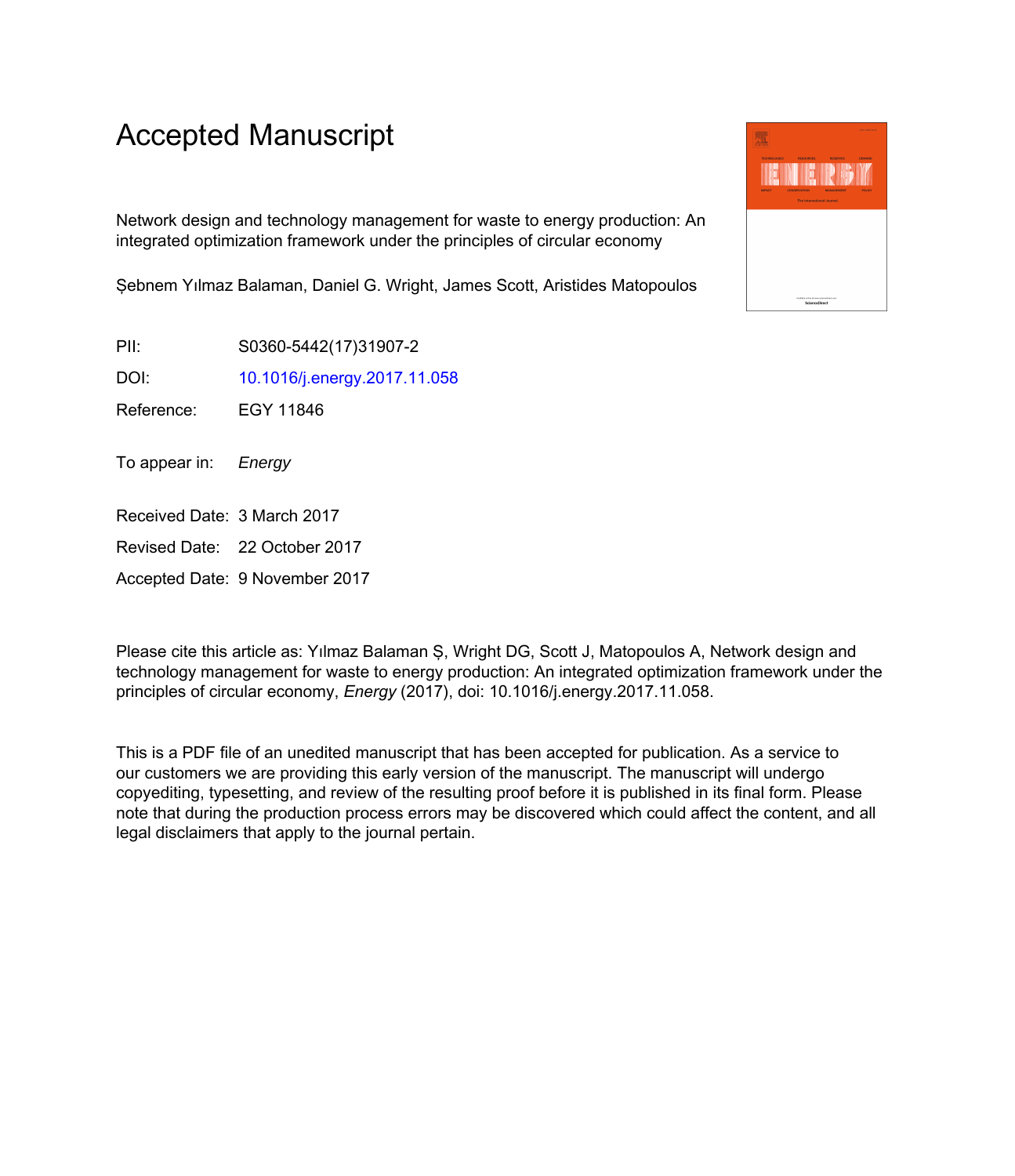# Accepted Manuscript

Network design and technology management for waste to energy production: An integrated optimization framework under the principles of circular economy

Şebnem Yılmaz Balaman, Daniel G. Wright, James Scott, Aristides Matopoulos

PII: S0360-5442(17)31907-2

DOI: 10.1016/j.energy.2017.11.058

Reference: EGY 11846

To appear in: *Energy*

Received Date: 3 March 2017

Revised Date: 22 October 2017

Accepted Date: 9 November 2017

Please cite this article as: Yılmaz Balaman Ş, Wright DG, Scott J, Matopoulos A, Network design and technology management for waste to energy production: An integrated optimization framework under the principles of circular economy, *Energy* (2017), doi: 10.1016/j.energy.2017.11.058.

This is a PDF file of an unedited manuscript that has been accepted for publication. As a service to our customers we are providing this early version of the manuscript. The manuscript will undergo copyediting, typesetting, and review of the resulting proof before it is published in its final form. Please note that during the production process errors may be discovered which could affect the content, and all legal disclaimers that apply to the journal pertain.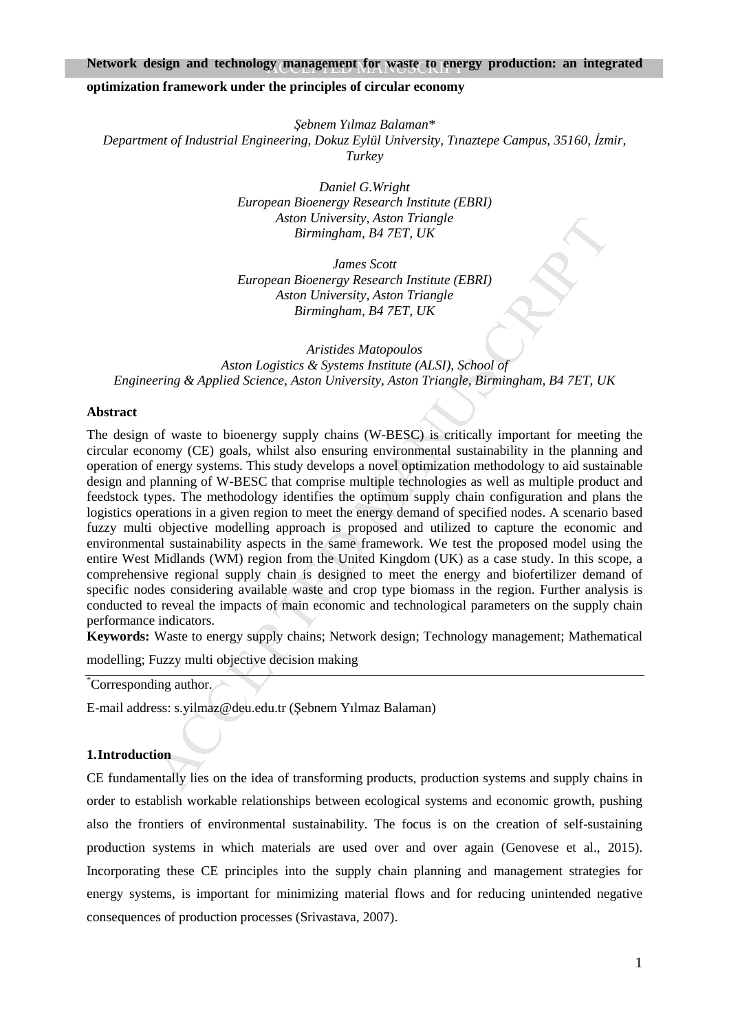**Network design and technology management for waste to energy production: an integrated optimization framework under the principles of circular economy**

*Şebnem Yılmaz Balaman**
*Department of Industrial Engineering, Dokuz Eylül University, Tınaztepe Campus, 35160, İzmir, Turkey*

*Daniel G.Wright*
*European Bioenergy Research Institute (EBRI)*
*Aston University, Aston Triangle*
*Birmingham, B4 7ET, UK*

*James Scott*
*European Bioenergy Research Institute (EBRI)*
*Aston University, Aston Triangle*
*Birmingham, B4 7ET, UK*

*Aristides Matopoulos*
*Aston Logistics & Systems Institute (ALSI), School of Engineering & Applied Science, Aston University, Aston Triangle, Birmingham, B4 7ET, UK*

**Abstract**

The design of waste to bioenergy supply chains (W-BESC) is critically important for meeting the circular economy (CE) goals, whilst also ensuring environmental sustainability in the planning and operation of energy systems. This study develops a novel optimization methodology to aid sustainable design and planning of W-BESC that comprise multiple technologies as well as multiple product and feedstock types. The methodology identifies the optimum supply chain configuration and plans the logistics operations in a given region to meet the energy demand of specified nodes. A scenario based fuzzy multi objective modelling approach is proposed and utilized to capture the economic and environmental sustainability aspects in the same framework. We test the proposed model using the entire West Midlands (WM) region from the United Kingdom (UK) as a case study. In this scope, a comprehensive regional supply chain is designed to meet the energy and biofertilizer demand of specific nodes considering available waste and crop type biomass in the region. Further analysis is conducted to reveal the impacts of main economic and technological parameters on the supply chain performance indicators.

**Keywords:** Waste to energy supply chains; Network design; Technology management; Mathematical modelling; Fuzzy multi objective decision making

*Corresponding author.

E-mail address: s.yilmaz@deu.edu.tr (Şebnem Yılmaz Balaman)

## 1. Introduction

CE fundamentally lies on the idea of transforming products, production systems and supply chains in order to establish workable relationships between ecological systems and economic growth, pushing also the frontiers of environmental sustainability. The focus is on the creation of self-sustaining production systems in which materials are used over and over again (Genovese et al., 2015). Incorporating these CE principles into the supply chain planning and management strategies for energy systems, is important for minimizing material flows and for reducing unintended negative consequences of production processes (Srivastava, 2007).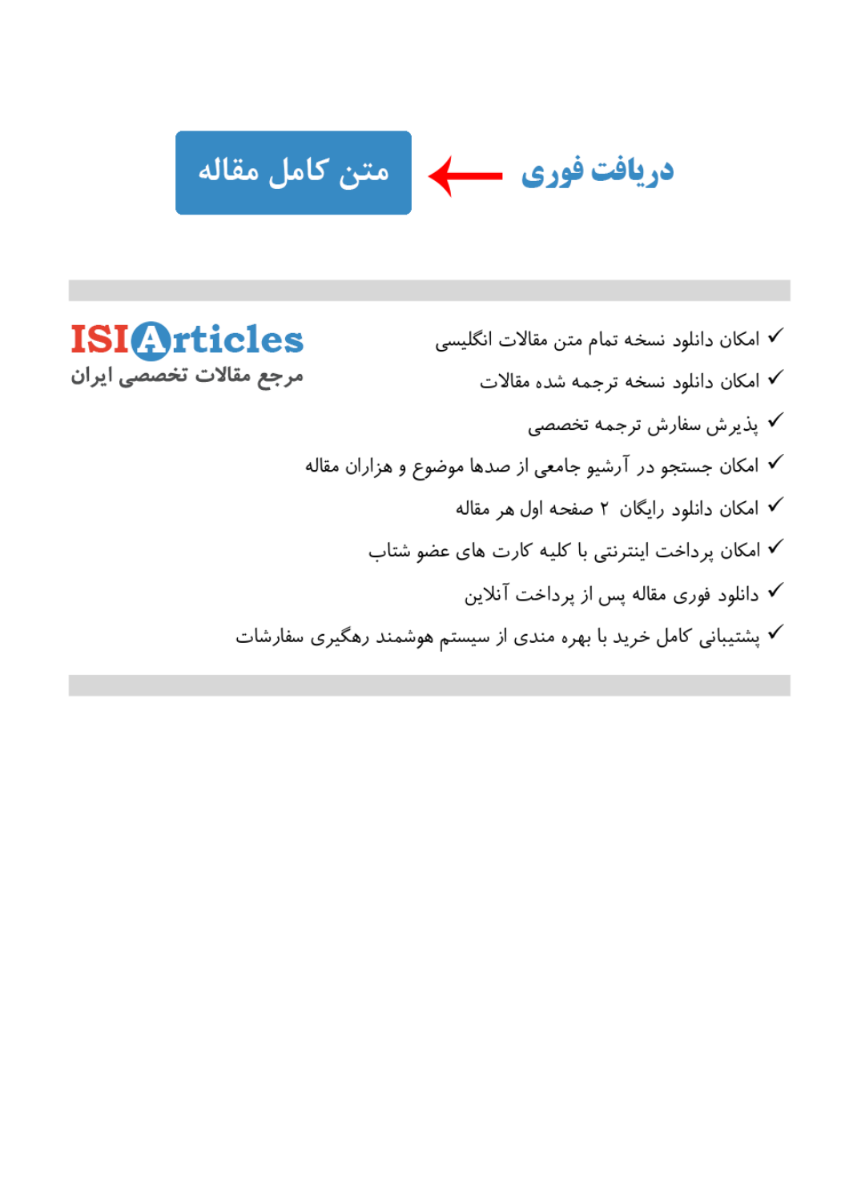دریافت فوری ← **متن کامل مقاله**

**ISIArticles**
مرجع مقالات تخصصی ایران

- ✓ امکان دانلود نسخه تمام متن مقالات انگلیسی
- ✓ امکان دانلود نسخه ترجمه شده مقالات
- ✓ پذیرش سفارش ترجمه تخصصی
- ✓ امکان جستجو در آرشیو جامعی از صدها موضوع و هزاران مقاله
- ✓ امکان دانلود رایگان ۲ صفحه اول هر مقاله
- ✓ امکان پرداخت اینترنتی با کلیه کارت های عضو شتاب
- ✓ دانلود فوری مقاله پس از پرداخت آنلاین
- ✓ پشتیبانی کامل خرید با بهره مندی از سیستم هوشمند رهگیری سفارشات